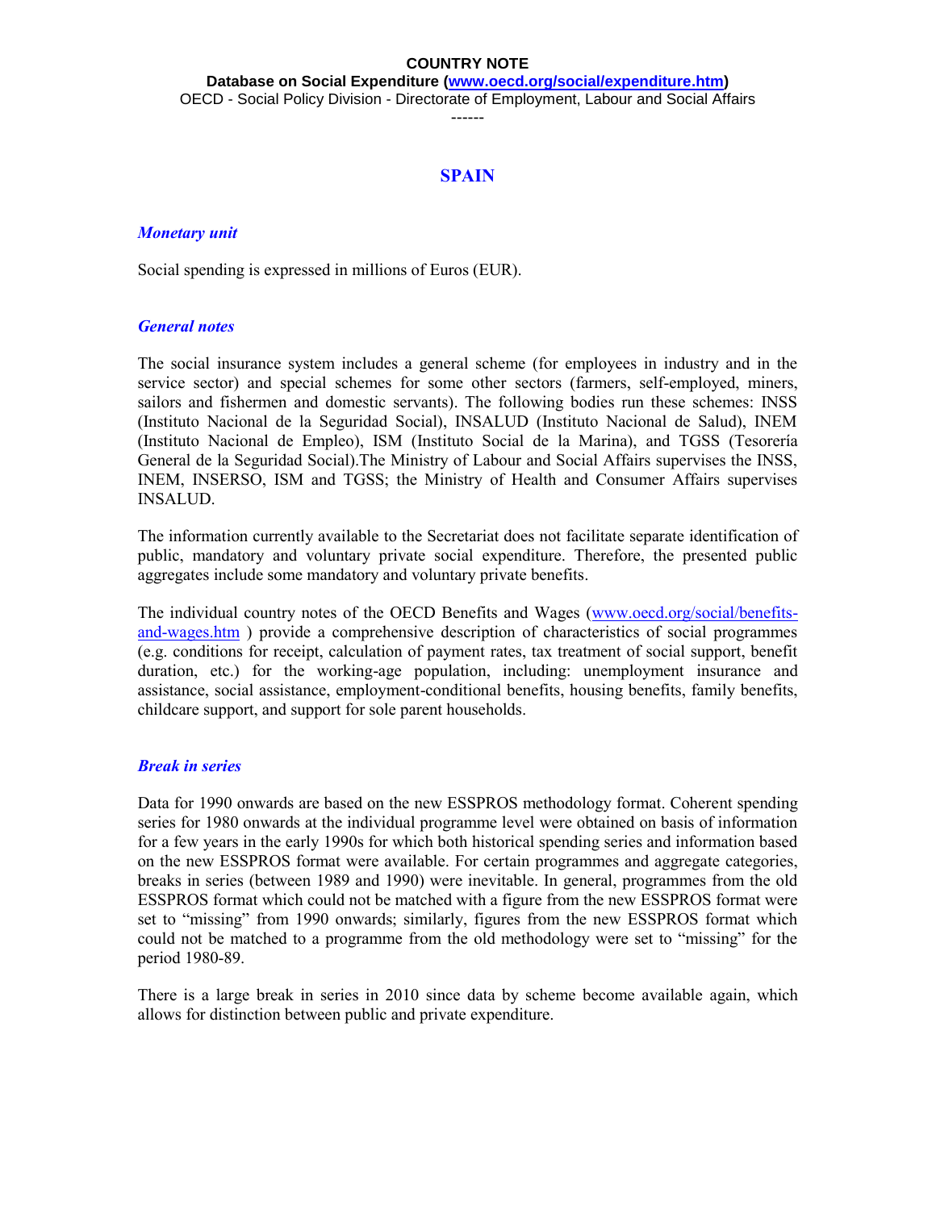**COUNTRY NOTE**

**Database on Social Expenditure ([www.oecd.org/social/expenditure.htm](www.oecd.org/social/expenditure.htm))**

OECD - Social Policy Division - Directorate of Employment, Labour and Social Affairs

------

# SPAIN

## *Monetary unit*

Social spending is expressed in millions of Euros (EUR).

## *General notes*

The social insurance system includes a general scheme (for employees in industry and in the service sector) and special schemes for some other sectors (farmers, self-employed, miners, sailors and fishermen and domestic servants). The following bodies run these schemes: INSS (Instituto Nacional de la Seguridad Social), INSALUD (Instituto Nacional de Salud), INEM (Instituto Nacional de Empleo), ISM (Instituto Social de la Marina), and TGSS (Tesorería General de la Seguridad Social).The Ministry of Labour and Social Affairs supervises the INSS, INEM, INSERSO, ISM and TGSS; the Ministry of Health and Consumer Affairs supervises INSALUD.

The information currently available to the Secretariat does not facilitate separate identification of public, mandatory and voluntary private social expenditure. Therefore, the presented public aggregates include some mandatory and voluntary private benefits.

The individual country notes of the OECD Benefits and Wages ([www.oecd.org/social/benefits-and-wages.htm](www.oecd.org/social/benefits-and-wages.htm) ) provide a comprehensive description of characteristics of social programmes (e.g. conditions for receipt, calculation of payment rates, tax treatment of social support, benefit duration, etc.) for the working-age population, including: unemployment insurance and assistance, social assistance, employment-conditional benefits, housing benefits, family benefits, childcare support, and support for sole parent households.

## *Break in series*

Data for 1990 onwards are based on the new ESSPROS methodology format. Coherent spending series for 1980 onwards at the individual programme level were obtained on basis of information for a few years in the early 1990s for which both historical spending series and information based on the new ESSPROS format were available. For certain programmes and aggregate categories, breaks in series (between 1989 and 1990) were inevitable. In general, programmes from the old ESSPROS format which could not be matched with a figure from the new ESSPROS format were set to "missing" from 1990 onwards; similarly, figures from the new ESSPROS format which could not be matched to a programme from the old methodology were set to "missing" for the period 1980-89.

There is a large break in series in 2010 since data by scheme become available again, which allows for distinction between public and private expenditure.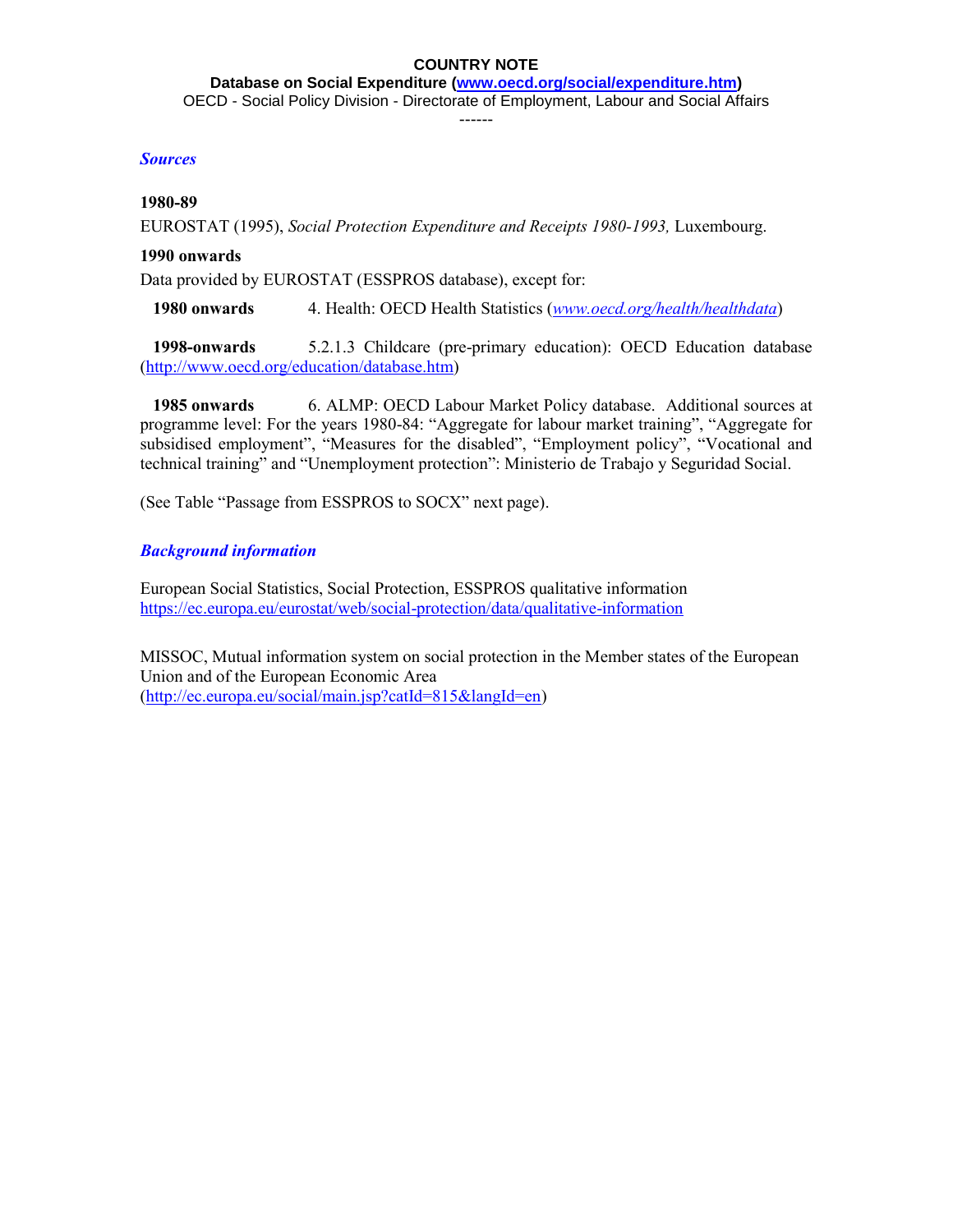**COUNTRY NOTE**

**Database on Social Expenditure (www.oecd.org/social/expenditure.htm)**

OECD - Social Policy Division - Directorate of Employment, Labour and Social Affairs

------

## *Sources*

**1980-89**

EUROSTAT (1995), *Social Protection Expenditure and Receipts 1980-1993,* Luxembourg.

**1990 onwards**

Data provided by EUROSTAT (ESSPROS database), except for:

**1980 onwards** 4. Health: OECD Health Statistics (*www.oecd.org/health/healthdata*)

**1998-onwards** 5.2.1.3 Childcare (pre-primary education): OECD Education database (http://www.oecd.org/education/database.htm)

**1985 onwards** 6. ALMP: OECD Labour Market Policy database. Additional sources at programme level: For the years 1980-84: "Aggregate for labour market training", "Aggregate for subsidised employment", "Measures for the disabled", "Employment policy", "Vocational and technical training" and "Unemployment protection": Ministerio de Trabajo y Seguridad Social.

(See Table "Passage from ESSPROS to SOCX" next page).

## *Background information*

European Social Statistics, Social Protection, ESSPROS qualitative information
https://ec.europa.eu/eurostat/web/social-protection/data/qualitative-information

MISSOC, Mutual information system on social protection in the Member states of the European Union and of the European Economic Area
(http://ec.europa.eu/social/main.jsp?catId=815&langId=en)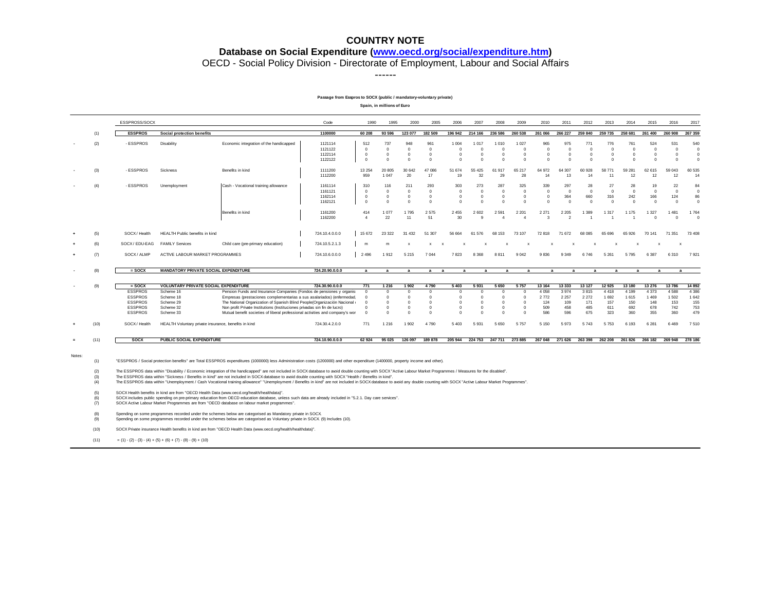# COUNTRY NOTE

## Database on Social Expenditure (www.oecd.org/social/expenditure.htm)

OECD - Social Policy Division - Directorate of Employment, Labour and Social Affairs

------

**Passage from Esspros to SOCX (public / mandatory-voluntary private)**

**Spain, in millions of Euro**

| | | ESSPROSS/SOCX | | | Code | 1990 | 1995 | 2000 | 2005 | 2006 | 2007 | 2008 | 2009 | 2010 | 2011 | 2012 | 2013 | 2014 | 2015 | 2016 | 2017 |
|---|---|---|---|---|---|---|---|---|---|---|---|---|---|---|---|---|---|---|---|---|---|
| | (1) | **ESSPROS** | **Social protection benefits** | | **1100000** | **60 208** | **93 596** | **123 077** | **182 509** | **196 942** | **214 166** | **236 586** | **260 538** | **261 066** | **266 227** | **259 840** | **259 735** | **258 681** | **261 400** | **260 908** | **267 359** |
| - | (2) | - ESSPROS | Disability | Economic integration of the handicapped | 1121114 | 512 | 737 | 948 | 961 | 1 004 | 1 017 | 1 010 | 1 027 | 965 | 975 | 771 | 776 | 761 | 524 | 531 | 540 |
| | | | | | 1121122 | 0 | 0 | 0 | 0 | 0 | 0 | 0 | 0 | 0 | 0 | 0 | 0 | 0 | 0 | 0 | 0 |
| | | | | | 1122114 | 0 | 0 | 0 | 0 | 0 | 0 | 0 | 0 | 0 | 0 | 0 | 0 | 0 | 0 | 0 | 0 |
| | | | | | 1122122 | 0 | 0 | 0 | 0 | 0 | 0 | 0 | 0 | 0 | 0 | 0 | 0 | 0 | 0 | 0 | 0 |
| - | (3) | - ESSPROS | Sickness | Benefits in kind | 1111200 | 13 254 | 20 805 | 30 642 | 47 086 | 51 674 | 55 425 | 61 917 | 65 217 | 64 972 | 64 307 | 60 928 | 58 771 | 59 281 | 62 615 | 59 043 | 60 535 |
| | | | | | 1112200 | 959 | 1 047 | 20 | 17 | 19 | 32 | 29 | 28 | 14 | 13 | 14 | 11 | 12 | 12 | 12 | 14 |
| - | (4) | - ESSPROS | Unemployment | Cash - Vocational training allowance | 1161114 | 310 | 116 | 211 | 293 | 303 | 273 | 287 | 325 | 339 | 297 | 28 | 27 | 28 | 19 | 22 | 84 |
| | | | | | 1161121 | 0 | 0 | 0 | 0 | 0 | 0 | 0 | 0 | 0 | 0 | 0 | 0 | 0 | 0 | 0 | 0 |
| | | | | | 1162114 | 0 | 0 | 0 | 0 | 0 | 0 | 0 | 0 | 0 | 364 | 660 | 316 | 242 | 166 | 124 | 86 |
| | | | | | 1162121 | 0 | 0 | 0 | 0 | 0 | 0 | 0 | 0 | 0 | 0 | 0 | 0 | 0 | 0 | 0 | 0 |
| | | | | Benefits in kind | 1161200 | 414 | 1 077 | 1 795 | 2 575 | 2 455 | 2 602 | 2 591 | 2 201 | 2 271 | 2 205 | 1 389 | 1 317 | 1 175 | 1 327 | 1 481 | 1 764 |
| | | | | | 1162200 | 4 | 22 | 11 | 51 | 30 | 9 | 4 | 4 | 3 | 2 | 1 | 1 | 1 | 0 | 0 | 0 |
| + | (5) | SOCX / Health | HEALTH Public benefits in kind | | 724.10.4.0.0.0 | 15 672 | 23 322 | 31 432 | 51 307 | 56 664 | 61 576 | 68 153 | 73 107 | 72 818 | 71 672 | 68 085 | 65 696 | 65 926 | 70 141 | 71 351 | 73 408 |
| + | (6) | SOCX / EDU-EAG | FAMILY Services | Child care (pre-primary education) | 724.10.5.2.1.3 | m | m | x | x | x | x | x | x | x | x | x | x | x | x | x | x |
| + | (7) | SOCX / ALMP | ACTIVE LABOUR MARKET PROGRAMMES | | 724.10.6.0.0.0 | 2 496 | 1 912 | 5 215 | 7 044 | 7 823 | 8 368 | 8 811 | 9 042 | 9 836 | 9 349 | 6 746 | 5 261 | 5 795 | 6 387 | 6 310 | 7 921 |
| - | (8) | **= SOCX** | **MANDATORY PRIVATE SOCIAL EXPENDITURE** | | **724.20.90.0.0.0** | a | a | a | a | a | a | a | a | a | a | a | a | a | a | a | a |
| - | (9) | **= SOCX** | **VOLUNTARY PRIVATE SOCIAL EXPENDITURE** | | **724.30.90.0.0.0** | **771** | **1 216** | **1 902** | **4 790** | **5 403** | **5 931** | **5 650** | **5 757** | **13 164** | **13 333** | **13 127** | **12 925** | **13 180** | **13 276** | **13 786** | **14 892** |
| | | ESSPROS | Scheme 16 | Pension Funds and Insurance Companies (Fondos de pensiones y organis | | 0 | 0 | 0 | 0 | 0 | 0 | 0 | 0 | 4 058 | 3 974 | 3 815 | 4 418 | 4 199 | 4 373 | 4 588 | 4 386 |
| | | ESSPROS | Scheme 18 | Empresas (prestaciones complementarias a sus asalariados) (enfermedad, | | 0 | 0 | 0 | 0 | 0 | 0 | 0 | 0 | 2 772 | 2 257 | 2 272 | 1 692 | 1 615 | 1 469 | 1 502 | 1 642 |
| | | ESSPROS | Scheme 29 | The National Organization of Spanish Blind People(Organización Nacional | | 0 | 0 | 0 | 0 | 0 | 0 | 0 | 0 | 124 | 109 | 171 | 157 | 150 | 148 | 153 | 155 |
| | | ESSPROS | Scheme 32 | Non profit Private Institutions (Instituciones privadas sin fin de lucro) | | 0 | 0 | 0 | 0 | 0 | 0 | 0 | 0 | 509 | 458 | 485 | 611 | 692 | 678 | 742 | 753 |
| | | ESSPROS | Scheme 33 | Mutual benefit societies of liberal professional activities and company's wor | | 0 | 0 | 0 | 0 | 0 | 0 | 0 | 0 | 586 | 596 | 675 | 323 | 360 | 355 | 360 | 479 |
| + | (10) | SOCX / Health | HEALTH Voluntary private insurance, benefits in kind | | 724.30.4.2.0.0 | 771 | 1 216 | 1 902 | 4 790 | 5 403 | 5 931 | 5 650 | 5 757 | 5 150 | 5 973 | 5 743 | 5 753 | 6 193 | 6 281 | 6 469 | 7 510 |
| = | (11) | **SOCX** | **PUBLIC SOCIAL EXPENDITURE** | | **724.10.90.0.0.0** | **62 924** | **95 025** | **126 097** | **189 878** | **205 944** | **224 753** | **247 711** | **273 885** | **267 048** | **271 626** | **263 398** | **262 208** | **261 826** | **266 182** | **269 948** | **278 186** |

Notes:

(1) "ESSPROS / Social protection benefits" are Total ESSPROS expenditures (1000000) less Administration costs (1200000) and other expenditure (1400000, property income and other).

(2) The ESSPROS data within "Disability / Economic integration of the handicapped" are not included in SOCX database to avoid double counting with SOCX "Active Labour Market Programmes / Measures for the disabled".

(3) The ESSPROS data within "Sickness / Benefits in kind" are not included in SOCX database to avoid double counting with SOCX "Health / Benefits in kind".

(4) The ESSPROS data within "Unemployment / Cash Vocational training allowance" "Unemployment / Benefits in kind" are not included in SOCX database to avoid any double counting with SOCX "Active Labour Market Programmes".

(5) SOCX Health benefits in kind are from "OECD Health Data (www.oecd.org/health/healthdata)".

(6) SOCX includes public spending on pre-primary education from OECD education database, unless such data are already included in "5.2.1. Day care services".

(7) SOCX Active Labour Market Programmes are from "OECD database on labour market programmes".

(8) Spending on some programmes recorded under the schemes below are categorised as Mandatory private in SOCX.

(9) Spending on some programmes recorded under the schemes below are categorised as Voluntary private in SOCX. (9) Includes (10).

(10) SOCX Private insurance Health benefits in kind are from "OECD Health Data (www.oecd.org/health/healthdata)".

(11) = (1) - (2) - (3) - (4) + (5) + (6) + (7) - (8) - (9) + (10)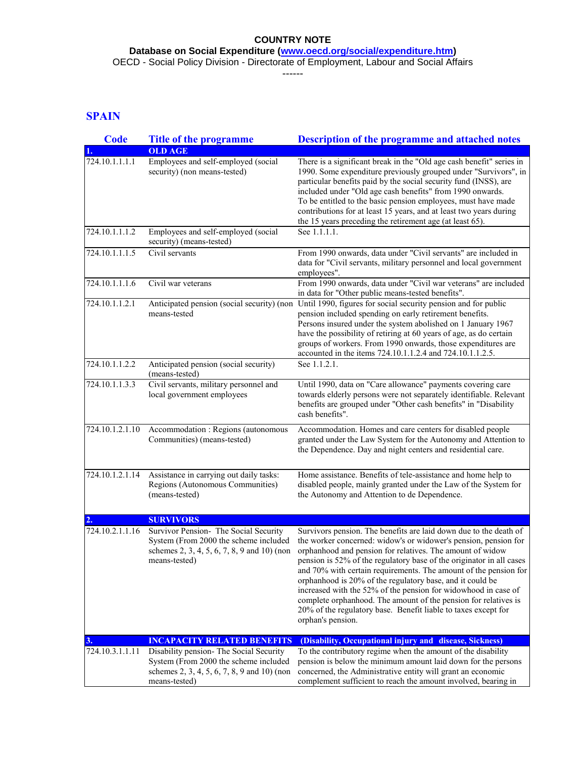**COUNTRY NOTE**

**Database on Social Expenditure ([www.oecd.org/social/expenditure.htm](www.oecd.org/social/expenditure.htm))**

OECD - Social Policy Division - Directorate of Employment, Labour and Social Affairs

------

## SPAIN

| Code | Title of the programme | Description of the programme and attached notes |
|---|---|---|
| **1.** | **OLD AGE** | |
| 724.10.1.1.1.1 | Employees and self-employed (social security) (non means-tested) | There is a significant break in the "Old age cash benefit" series in 1990. Some expenditure previously grouped under "Survivors", in particular benefits paid by the social security fund (INSS), are included under "Old age cash benefits" from 1990 onwards. To be entitled to the basic pension employees, must have made contributions for at least 15 years, and at least two years during the 15 years preceding the retirement age (at least 65). |
| 724.10.1.1.1.2 | Employees and self-employed (social security) (means-tested) | See 1.1.1.1. |
| 724.10.1.1.1.5 | Civil servants | From 1990 onwards, data under "Civil servants" are included in data for "Civil servants, military personnel and local government employees". |
| 724.10.1.1.1.6 | Civil war veterans | From 1990 onwards, data under "Civil war veterans" are included in data for "Other public means-tested benefits". |
| 724.10.1.1.2.1 | Anticipated pension (social security) (non means-tested | Until 1990, figures for social security pension and for public pension included spending on early retirement benefits. Persons insured under the system abolished on 1 January 1967 have the possibility of retiring at 60 years of age, as do certain groups of workers. From 1990 onwards, those expenditures are accounted in the items 724.10.1.1.2.4 and 724.10.1.1.2.5. |
| 724.10.1.1.2.2 | Anticipated pension (social security) (means-tested) | See 1.1.2.1. |
| 724.10.1.1.3.3 | Civil servants, military personnel and local government employees | Until 1990, data on "Care allowance" payments covering care towards elderly persons were not separately identifiable. Relevant benefits are grouped under "Other cash benefits" in "Disability cash benefits". |
| 724.10.1.2.1.10 | Accommodation : Regions (autonomous Communities) (means-tested) | Accommodation. Homes and care centers for disabled people granted under the Law System for the Autonomy and Attention to the Dependence. Day and night centers and residential care. |
| 724.10.1.2.1.14 | Assistance in carrying out daily tasks: Regions (Autonomous Communities) (means-tested) | Home assistance. Benefits of tele-assistance and home help to disabled people, mainly granted under the Law of the System for the Autonomy and Attention to de Dependence. |
| **2.** | **SURVIVORS** | |
| 724.10.2.1.1.16 | Survivor Pension- The Social Security System (From 2000 the scheme included schemes 2, 3, 4, 5, 6, 7, 8, 9 and 10) (non means-tested) | Survivors pension. The benefits are laid down due to the death of the worker concerned: widow's or widower's pension, pension for orphanhood and pension for relatives. The amount of widow pension is 52% of the regulatory base of the originator in all cases and 70% with certain requirements. The amount of the pension for orphanhood is 20% of the regulatory base, and it could be increased with the 52% of the pension for widowhood in case of complete orphanhood. The amount of the pension for relatives is 20% of the regulatory base. Benefit liable to taxes except for orphan's pension. |
| **3.** | **INCAPACITY RELATED BENEFITS** | **(Disability, Occupational injury and disease, Sickness)** |
| 724.10.3.1.1.11 | Disability pension- The Social Security System (From 2000 the scheme included schemes 2, 3, 4, 5, 6, 7, 8, 9 and 10) (non means-tested) | To the contributory regime when the amount of the disability pension is below the minimum amount laid down for the persons concerned, the Administrative entity will grant an economic complement sufficient to reach the amount involved, bearing in |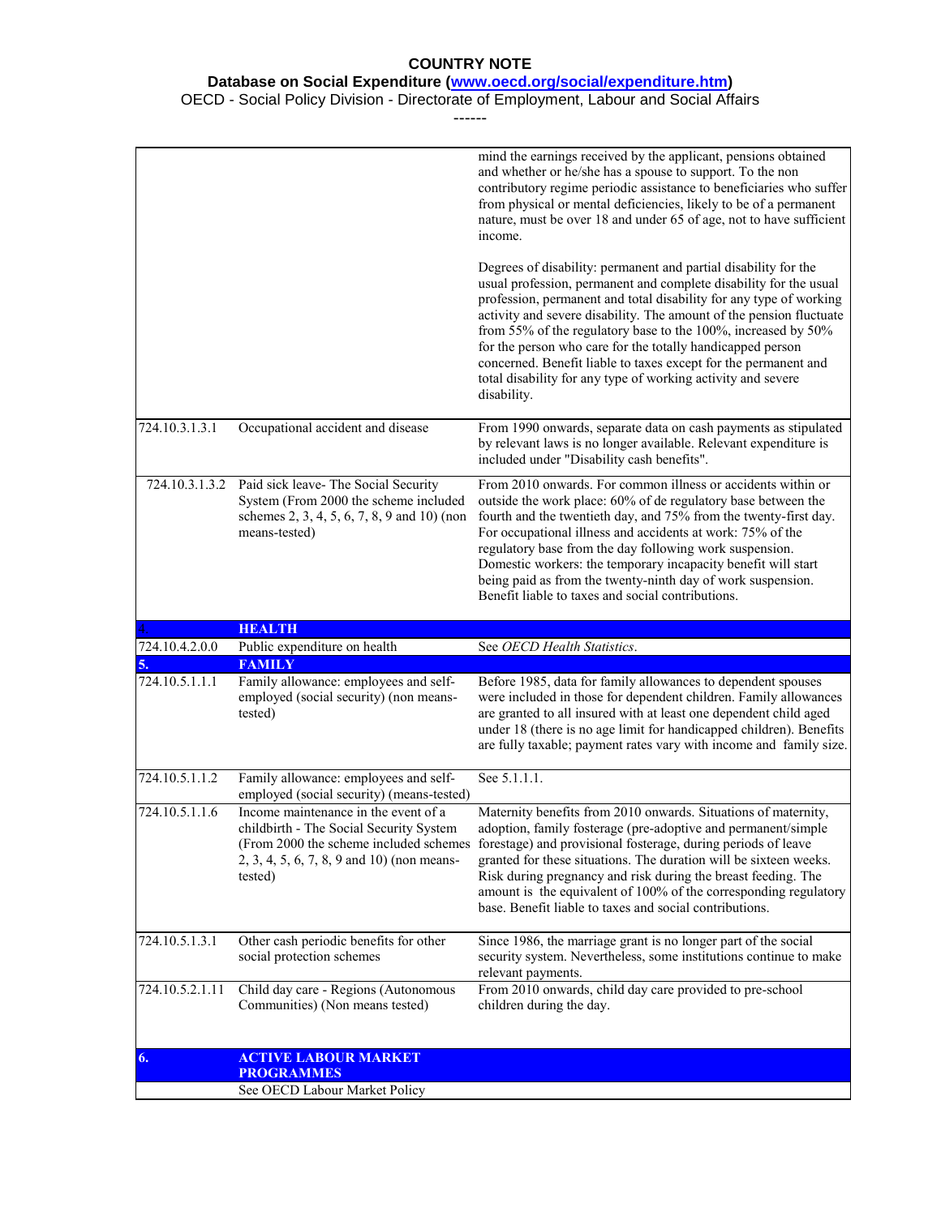**COUNTRY NOTE**

**Database on Social Expenditure ([www.oecd.org/social/expenditure.htm](www.oecd.org/social/expenditure.htm))**

OECD - Social Policy Division - Directorate of Employment, Labour and Social Affairs

------

| | | |
|---|---|---|
| | | mind the earnings received by the applicant, pensions obtained and whether or he/she has a spouse to support. To the non contributory regime periodic assistance to beneficiaries who suffer from physical or mental deficiencies, likely to be of a permanent nature, must be over 18 and under 65 of age, not to have sufficient income.<br><br>Degrees of disability: permanent and partial disability for the usual profession, permanent and complete disability for the usual profession, permanent and total disability for any type of working activity and severe disability. The amount of the pension fluctuate from 55% of the regulatory base to the 100%, increased by 50% for the person who care for the totally handicapped person concerned. Benefit liable to taxes except for the permanent and total disability for any type of working activity and severe disability. |
| 724.10.3.1.3.1 | Occupational accident and disease | From 1990 onwards, separate data on cash payments as stipulated by relevant laws is no longer available. Relevant expenditure is included under "Disability cash benefits". |
| 724.10.3.1.3.2 | Paid sick leave- The Social Security System (From 2000 the scheme included schemes 2, 3, 4, 5, 6, 7, 8, 9 and 10) (non means-tested) | From 2010 onwards. For common illness or accidents within or outside the work place: 60% of de regulatory base between the fourth and the twentieth day, and 75% from the twenty-first day. For occupational illness and accidents at work: 75% of the regulatory base from the day following work suspension. Domestic workers: the temporary incapacity benefit will start being paid as from the twenty-ninth day of work suspension. Benefit liable to taxes and social contributions. |
| **4.** | **HEALTH** | |
| 724.10.4.2.0.0 | Public expenditure on health | See *OECD Health Statistics*. |
| **5.** | **FAMILY** | |
| 724.10.5.1.1.1 | Family allowance: employees and self-employed (social security) (non means-tested) | Before 1985, data for family allowances to dependent spouses were included in those for dependent children. Family allowances are granted to all insured with at least one dependent child aged under 18 (there is no age limit for handicapped children). Benefits are fully taxable; payment rates vary with income and family size. |
| 724.10.5.1.1.2 | Family allowance: employees and self-employed (social security) (means-tested) | See 5.1.1.1. |
| 724.10.5.1.1.6 | Income maintenance in the event of a childbirth - The Social Security System (From 2000 the scheme included schemes 2, 3, 4, 5, 6, 7, 8, 9 and 10) (non means-tested) | Maternity benefits from 2010 onwards. Situations of maternity, adoption, family fosterage (pre-adoptive and permanent/simple forestage) and provisional fosterage, during periods of leave granted for these situations. The duration will be sixteen weeks. Risk during pregnancy and risk during the breast feeding. The amount is the equivalent of 100% of the corresponding regulatory base. Benefit liable to taxes and social contributions. |
| 724.10.5.1.3.1 | Other cash periodic benefits for other social protection schemes | Since 1986, the marriage grant is no longer part of the social security system. Nevertheless, some institutions continue to make relevant payments. |
| 724.10.5.2.1.11 | Child day care - Regions (Autonomous Communities) (Non means tested) | From 2010 onwards, child day care provided to pre-school children during the day. |
| **6.** | **ACTIVE LABOUR MARKET PROGRAMMES** | |
| | See OECD Labour Market Policy | |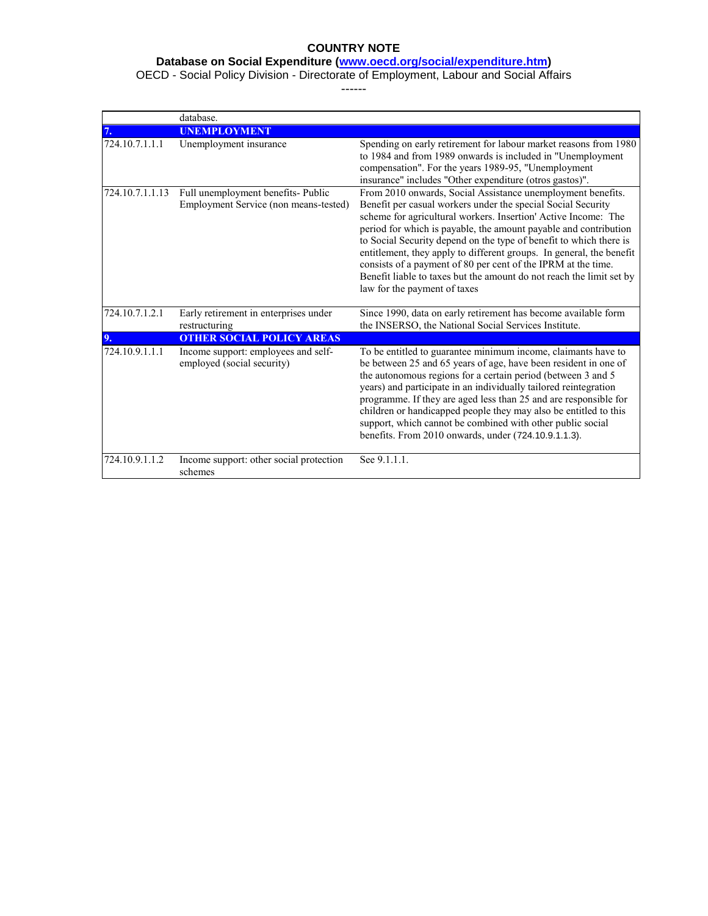**COUNTRY NOTE**

**Database on Social Expenditure (www.oecd.org/social/expenditure.htm)**

OECD - Social Policy Division - Directorate of Employment, Labour and Social Affairs

------

| | | |
|---|---|---|
| | database. | |
| **7.** | **UNEMPLOYMENT** | |
| 724.10.7.1.1.1 | Unemployment insurance | Spending on early retirement for labour market reasons from 1980 to 1984 and from 1989 onwards is included in "Unemployment compensation". For the years 1989-95, "Unemployment insurance" includes "Other expenditure (otros gastos)". |
| 724.10.7.1.1.13 | Full unemployment benefits- Public Employment Service (non means-tested) | From 2010 onwards, Social Assistance unemployment benefits. Benefit per casual workers under the special Social Security scheme for agricultural workers. Insertion' Active Income: The period for which is payable, the amount payable and contribution to Social Security depend on the type of benefit to which there is entitlement, they apply to different groups. In general, the benefit consists of a payment of 80 per cent of the IPRM at the time. Benefit liable to taxes but the amount do not reach the limit set by law for the payment of taxes |
| 724.10.7.1.2.1 | Early retirement in enterprises under restructuring | Since 1990, data on early retirement has become available form the INSERSO, the National Social Services Institute. |
| **9.** | **OTHER SOCIAL POLICY AREAS** | |
| 724.10.9.1.1.1 | Income support: employees and self-employed (social security) | To be entitled to guarantee minimum income, claimants have to be between 25 and 65 years of age, have been resident in one of the autonomous regions for a certain period (between 3 and 5 years) and participate in an individually tailored reintegration programme. If they are aged less than 25 and are responsible for children or handicapped people they may also be entitled to this support, which cannot be combined with other public social benefits. From 2010 onwards, under (724.10.9.1.1.3). |
| 724.10.9.1.1.2 | Income support: other social protection schemes | See 9.1.1.1. |